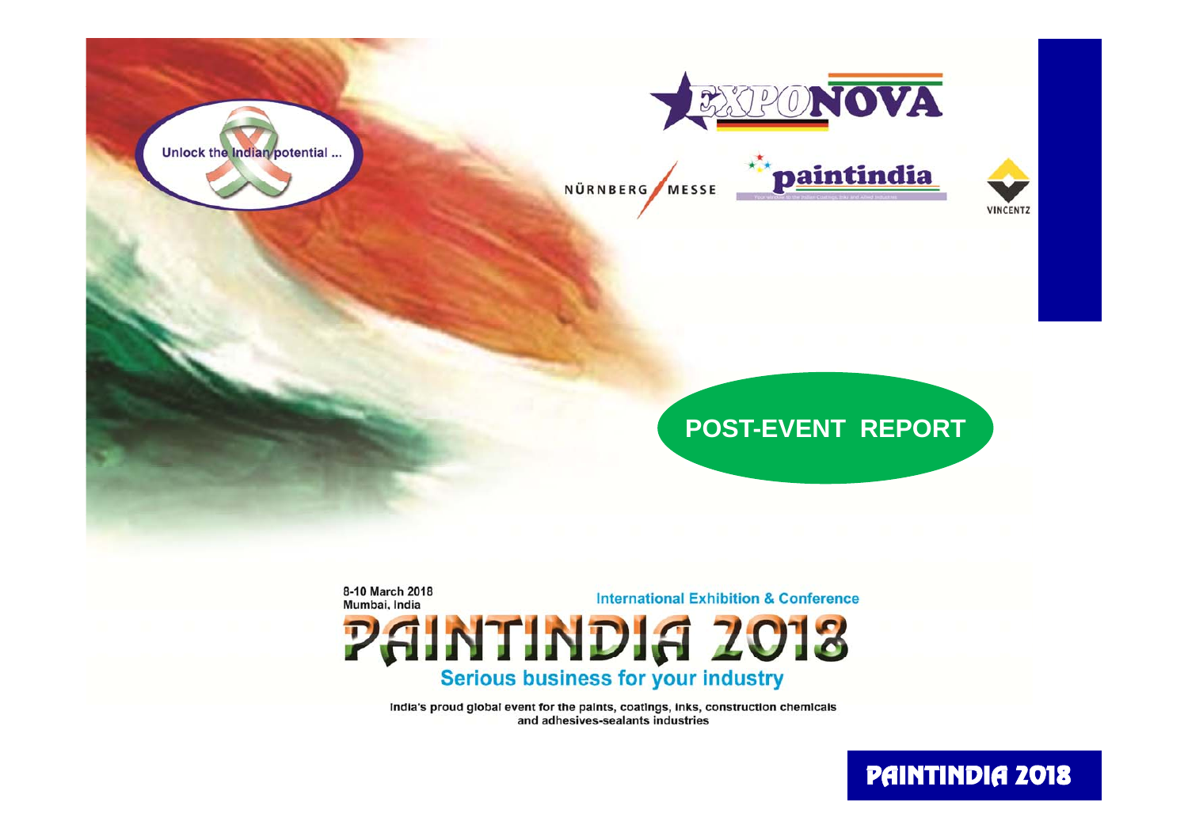Unlock the Indian potential ...

EXPONOVA

NÜRNBERG MESSE

paintindia

VINCENTZ

# POST-EVENT REPORT

8-10 March 2018
Mumbai, India

International Exhibition & Conference

# PAINTINDIA 2018

**Serious business for your industry**

India's proud global event for the paints, coatings, inks, construction chemicals and adhesives-sealants industries

PAINTINDIA 2018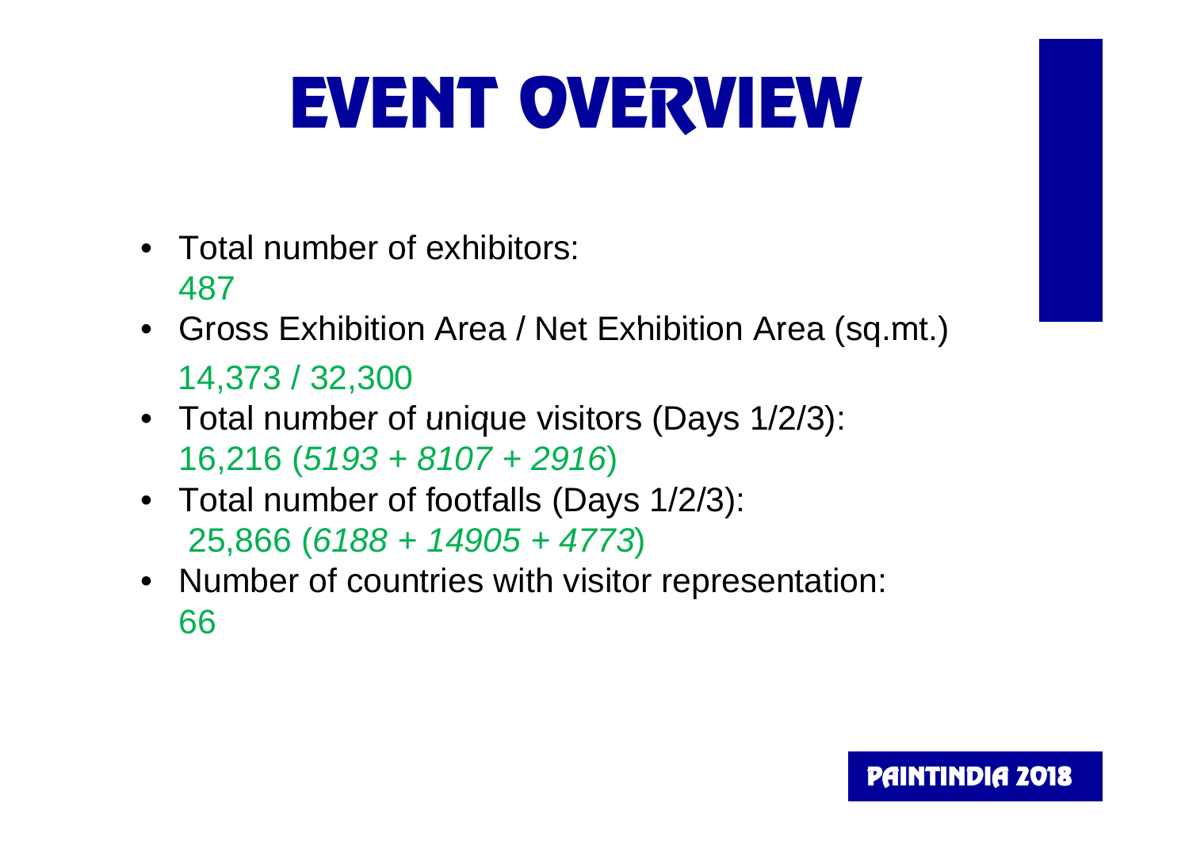# EVENT OVERVIEW

- Total number of exhibitors:
  487
- Gross Exhibition Area / Net Exhibition Area (sq.mt.)
  14,373 / 32,300
- Total number of unique visitors (Days 1/2/3):
  16,216 (*5193 + 8107 + 2916*)
- Total number of footfalls (Days 1/2/3):
  25,866 (*6188 + 14905 + 4773*)
- Number of countries with visitor representation:
  66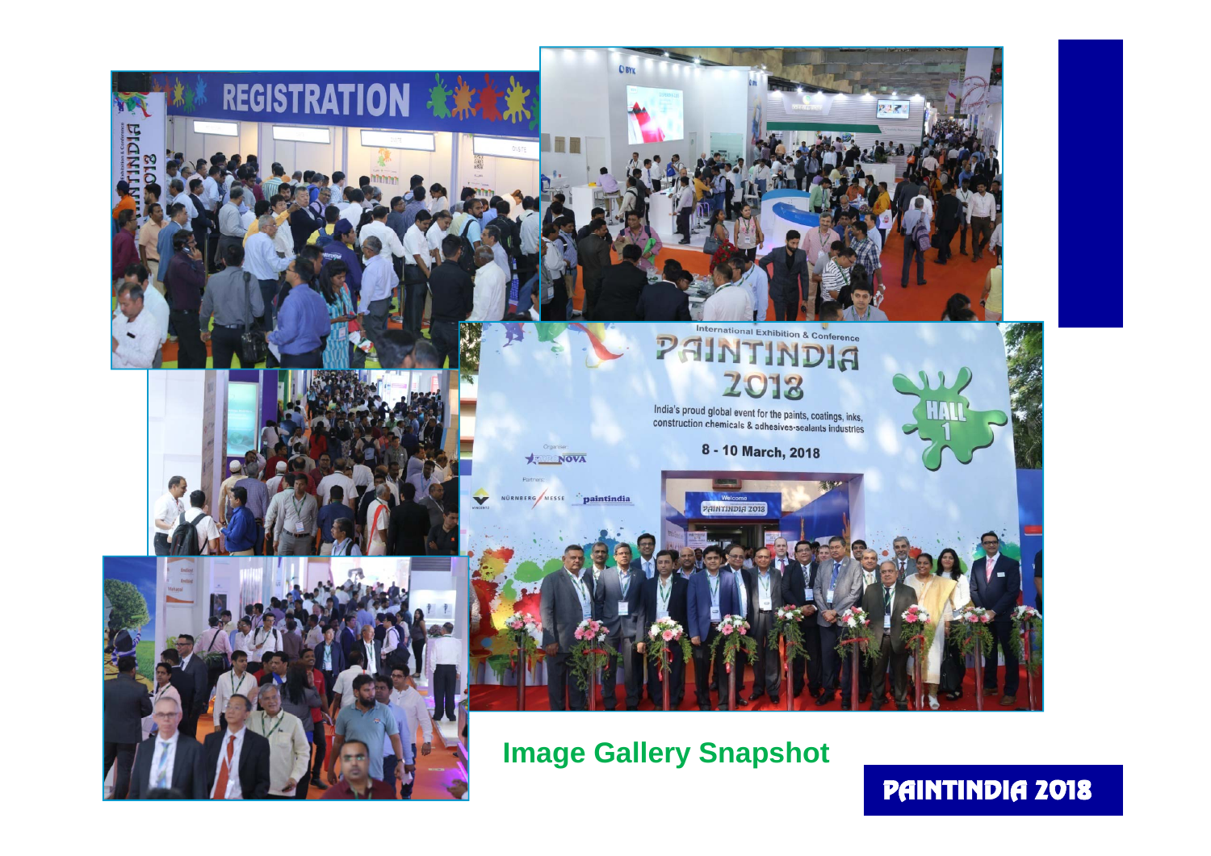## Image Gallery Snapshot

PAINTINDIA 2018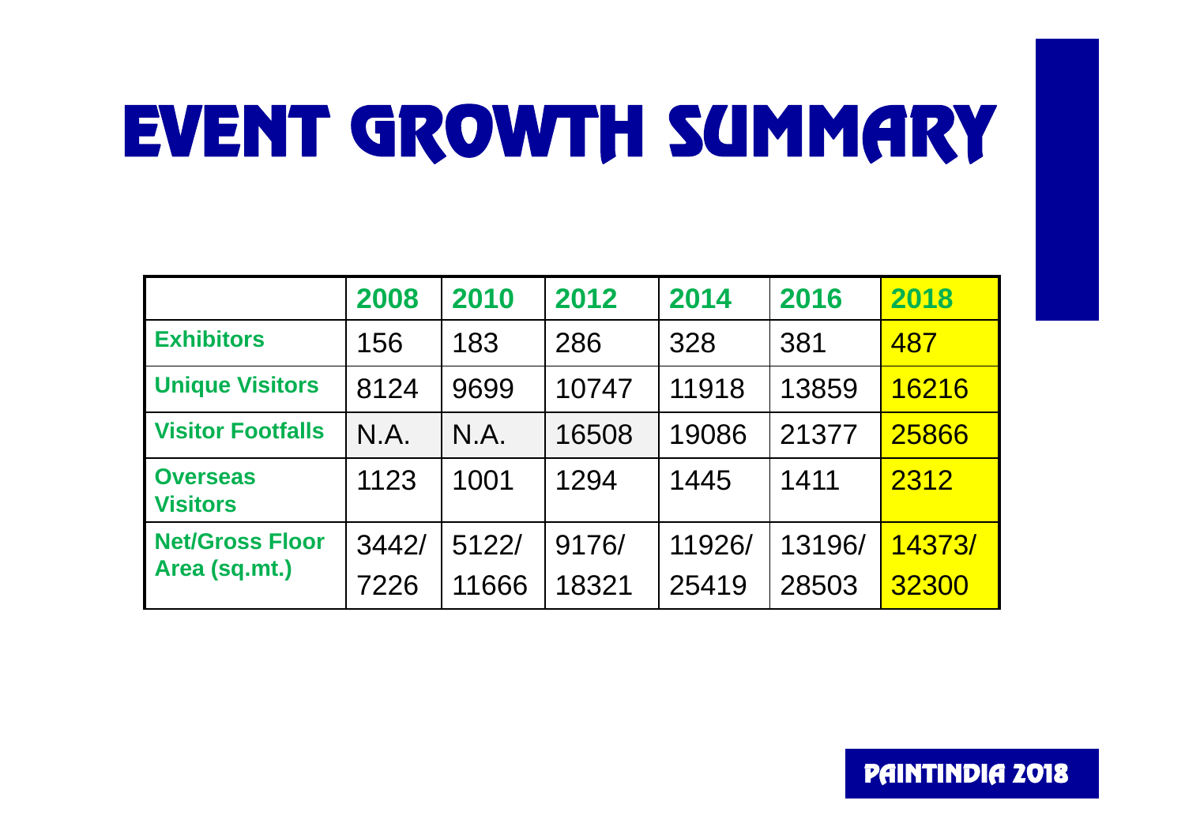# EVENT GROWTH SUMMARY

| | 2008 | 2010 | 2012 | 2014 | 2016 | 2018 |
|---|---|---|---|---|---|---|
| **Exhibitors** | 156 | 183 | 286 | 328 | 381 | 487 |
| **Unique Visitors** | 8124 | 9699 | 10747 | 11918 | 13859 | 16216 |
| **Visitor Footfalls** | N.A. | N.A. | 16508 | 19086 | 21377 | 25866 |
| **Overseas Visitors** | 1123 | 1001 | 1294 | 1445 | 1411 | 2312 |
| **Net/Gross Floor Area (sq.mt.)** | 3442/ 7226 | 5122/ 11666 | 9176/ 18321 | 11926/ 25419 | 13196/ 28503 | 14373/ 32300 |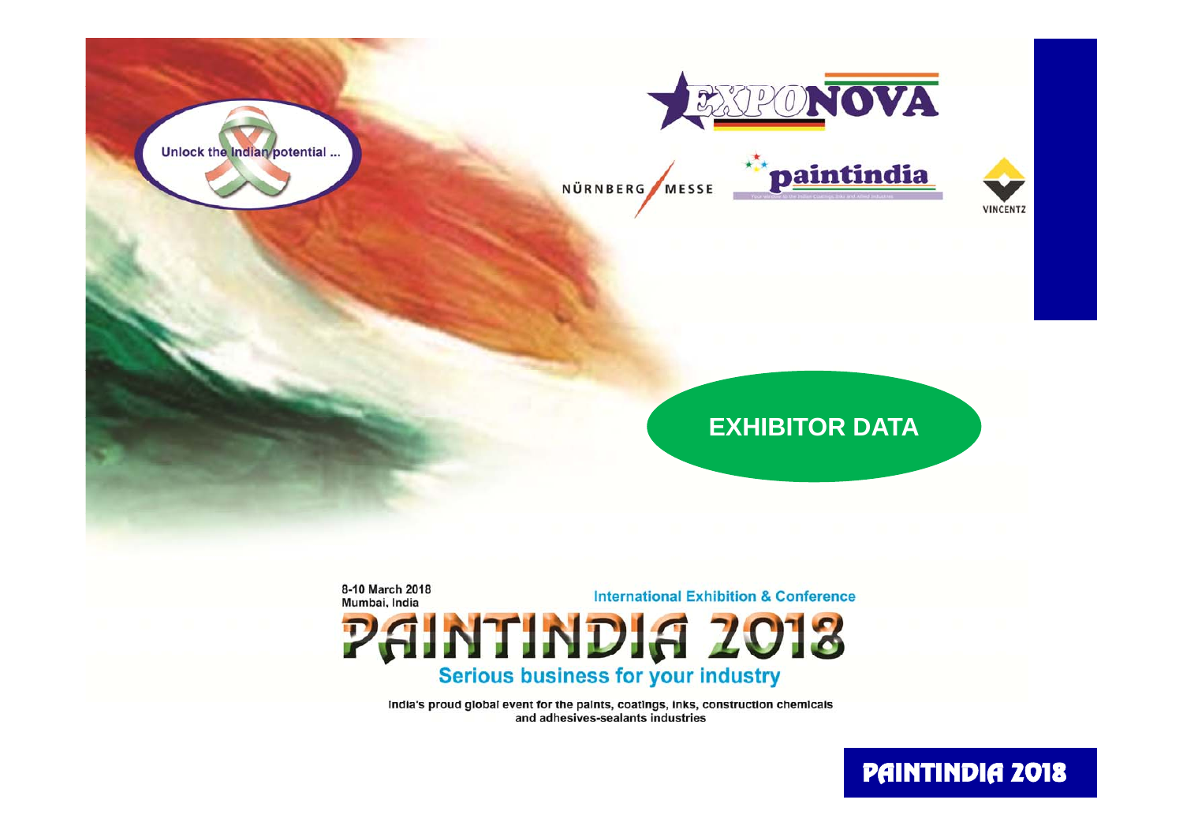Unlock the Indian potential ...

EXPONOVA

NÜRNBERG MESSE

paintindia

VINCENTZ

## EXHIBITOR DATA

8-10 March 2018
Mumbai, India

International Exhibition & Conference

# PAINTINDIA 2018

Serious business for your industry

India's proud global event for the paints, coatings, inks, construction chemicals and adhesives-sealants industries

PAINTINDIA 2018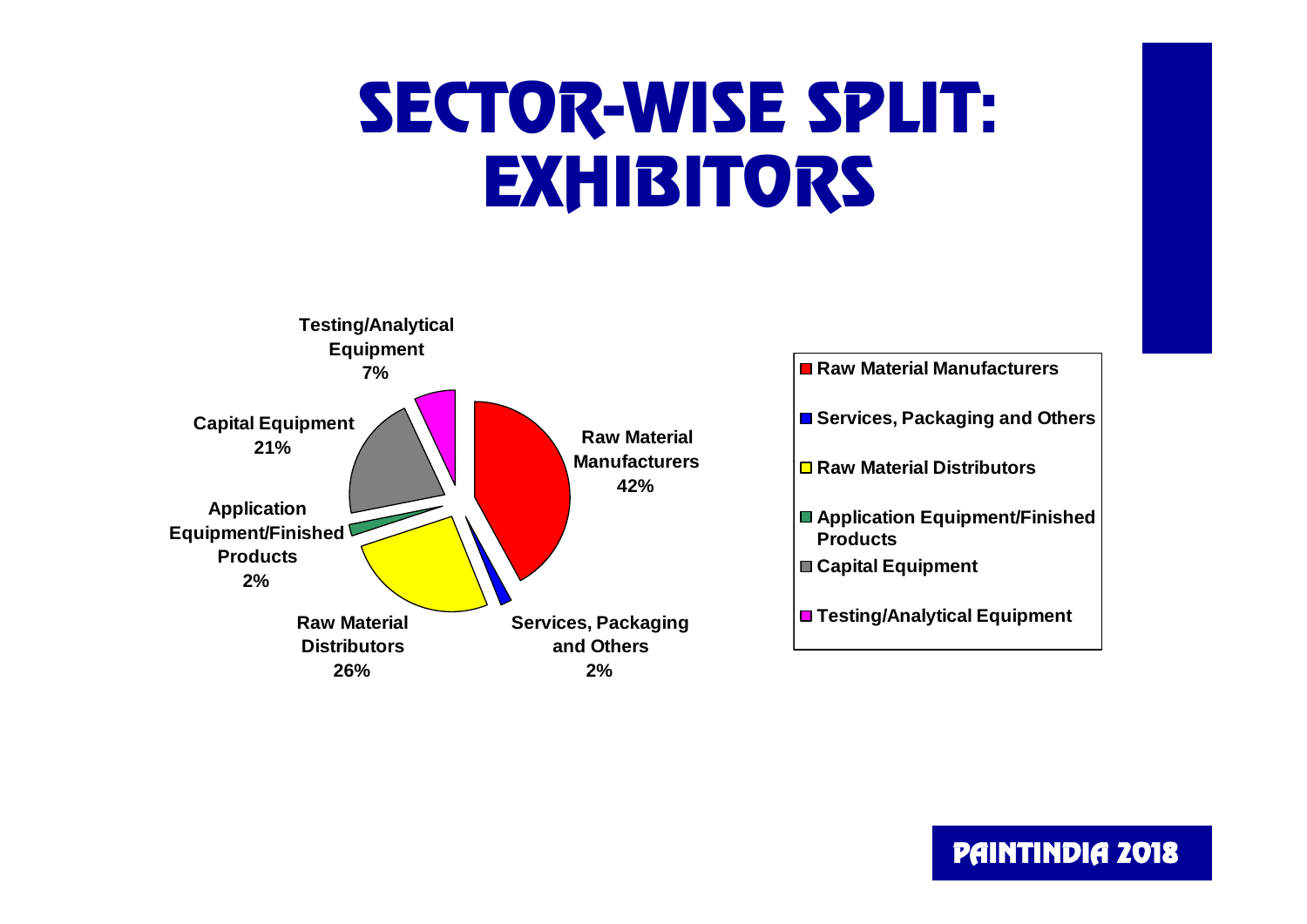# SECTOR-WISE SPLIT: EXHIBITORS

| Sector | Share |
|---|---|
| Raw Material Manufacturers | 42% |
| Services, Packaging and Others | 2% |
| Raw Material Distributors | 26% |
| Application Equipment/Finished Products | 2% |
| Capital Equipment | 21% |
| Testing/Analytical Equipment | 7% |

PAINTINDIA 2018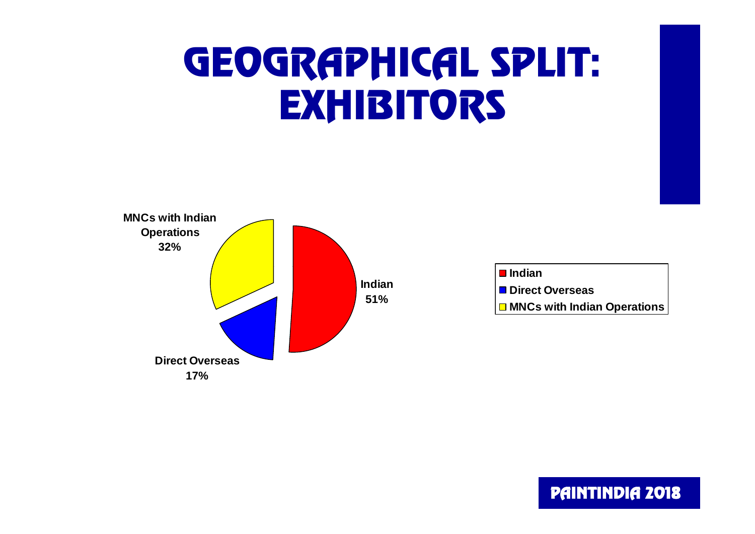# GEOGRAPHICAL SPLIT: EXHIBITORS

| Category | Share |
|---|---|
| Indian | 51% |
| Direct Overseas | 17% |
| MNCs with Indian Operations | 32% |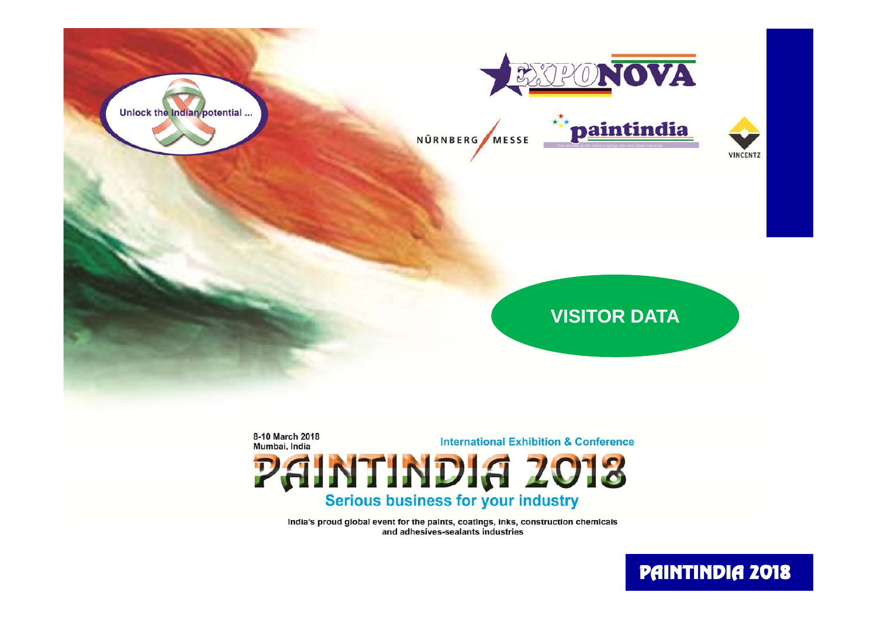Unlock the Indian potential ...

EXPONOVA

NÜRNBERG MESSE

paintindia

VINCENTZ

## VISITOR DATA

8-10 March 2018
Mumbai, India

International Exhibition & Conference

# PAINTINDIA 2018

**Serious business for your industry**

India's proud global event for the paints, coatings, inks, construction chemicals and adhesives-sealants industries

PAINTINDIA 2018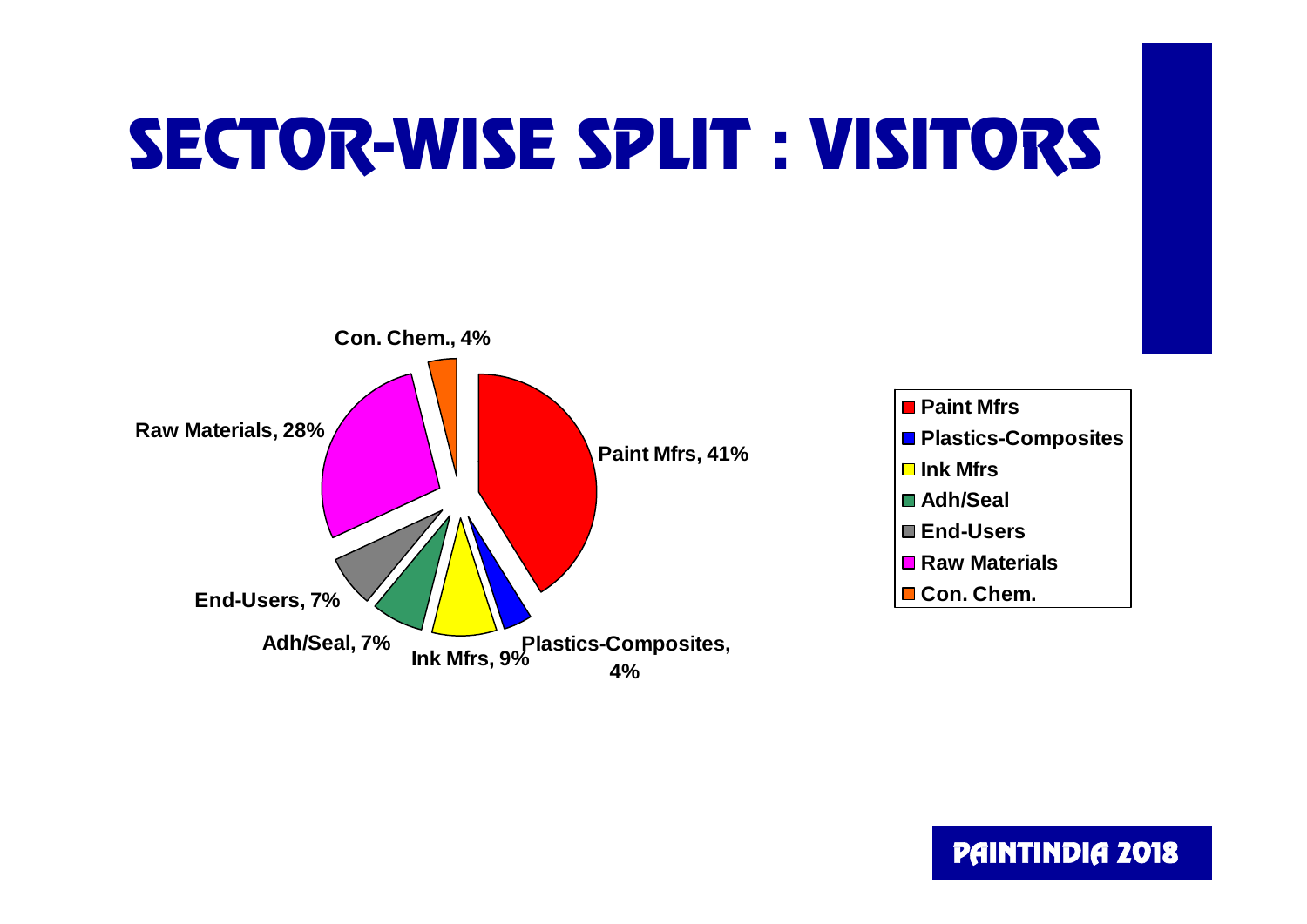# SECTOR-WISE SPLIT : VISITORS

| Sector | Share |
| --- | --- |
| Paint Mfrs | 41% |
| Plastics-Composites | 4% |
| Ink Mfrs | 9% |
| Adh/Seal | 7% |
| End-Users | 7% |
| Raw Materials | 28% |
| Con. Chem. | 4% |

PAINTINDIA 2018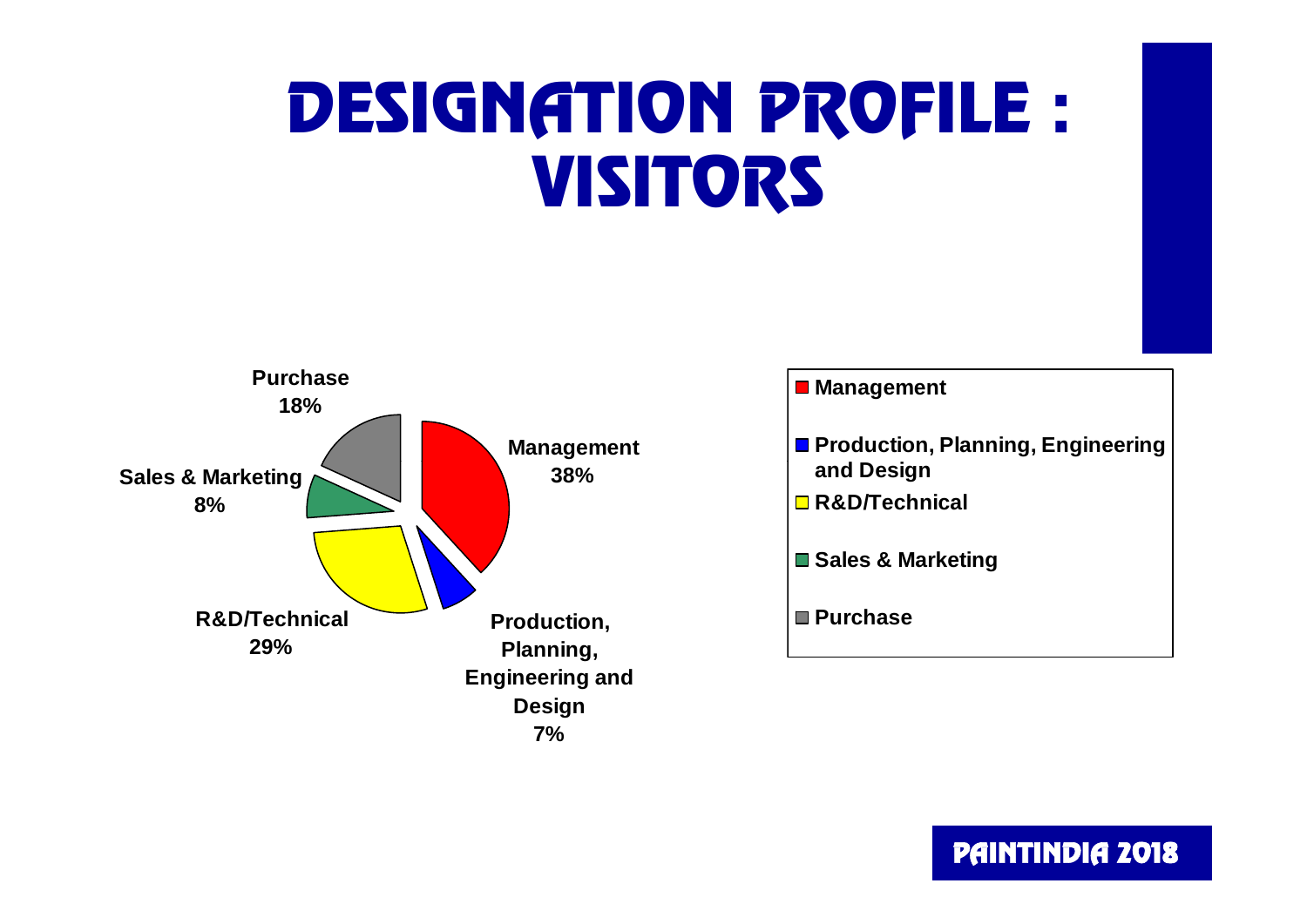# DESIGNATION PROFILE : VISITORS

| Designation | Share |
|---|---|
| Management | 38% |
| Production, Planning, Engineering and Design | 7% |
| R&D/Technical | 29% |
| Sales & Marketing | 8% |
| Purchase | 18% |

PAINTINDIA 2018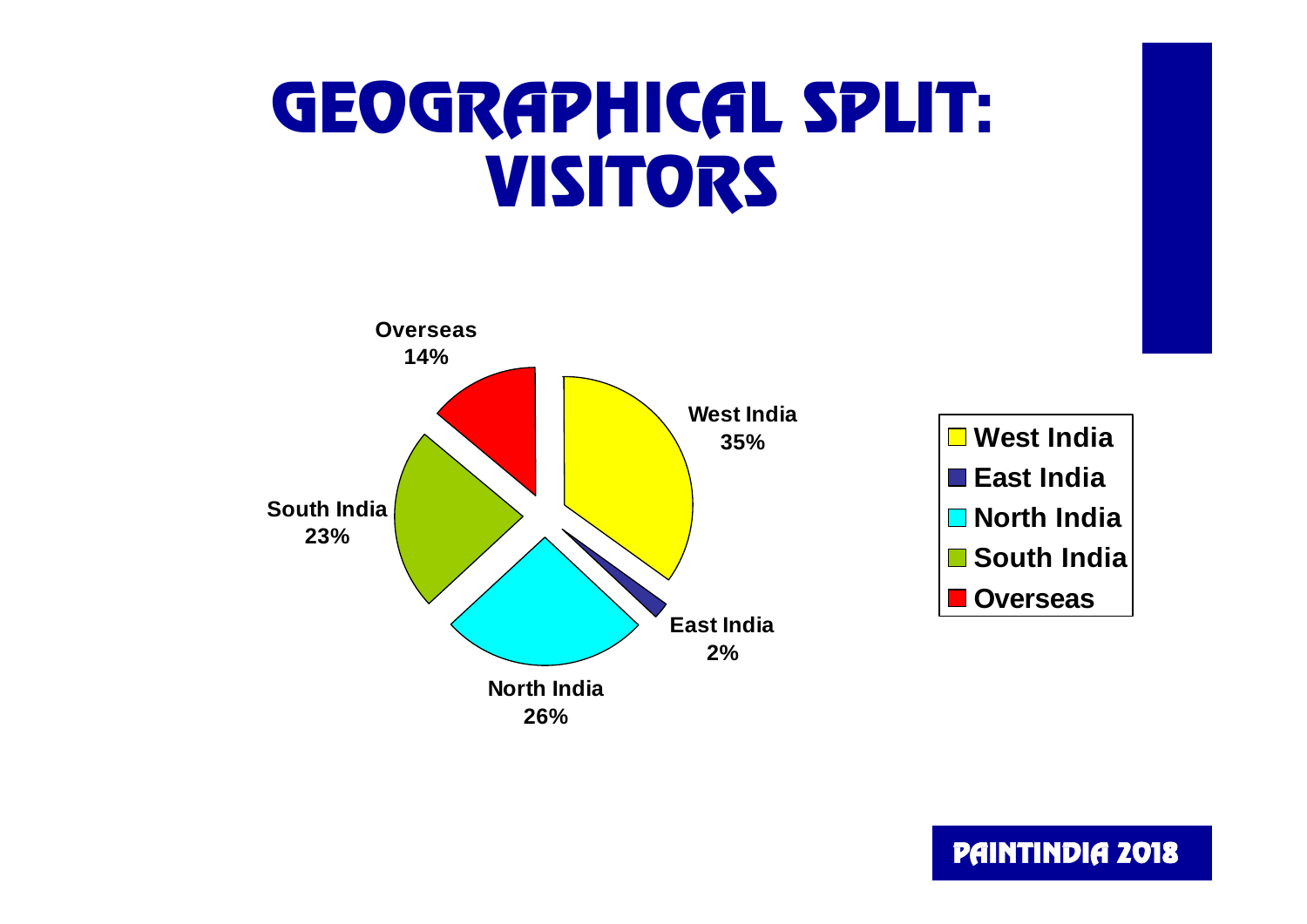# GEOGRAPHICAL SPLIT: VISITORS

| Region | Share |
| --- | --- |
| West India | 35% |
| East India | 2% |
| North India | 26% |
| South India | 23% |
| Overseas | 14% |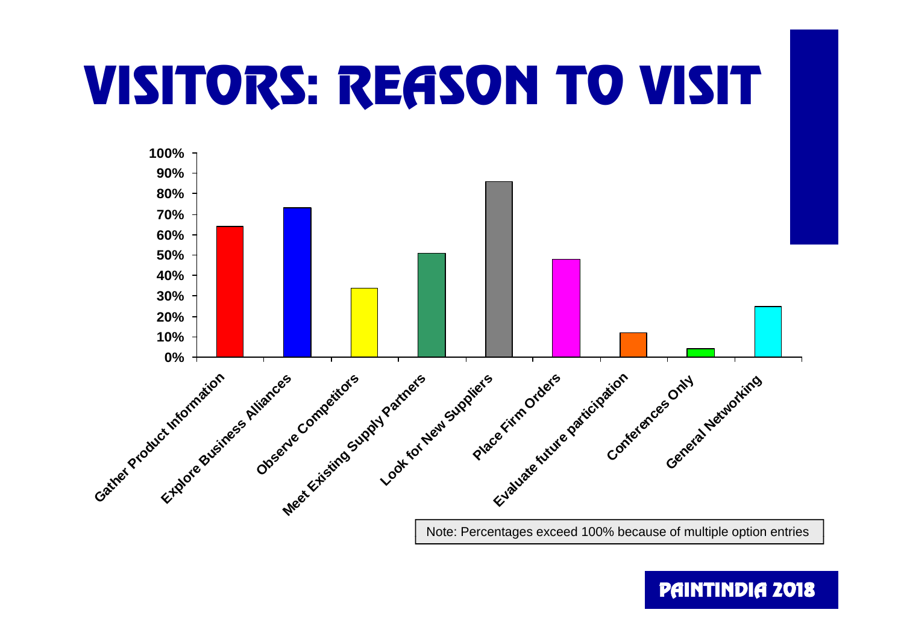# VISITORS: REASON TO VISIT

| Reason | Percentage |
|---|---|
| Gather Product Information | 64% |
| Explore Business Alliances | 73% |
| Observe Competitors | 34% |
| Meet Existing Supply Partners | 51% |
| Look for New Suppliers | 86% |
| Place Firm Orders | 48% |
| Evaluate future participation | 12% |
| Conferences Only | 4% |
| General Networking | 25% |

Note: Percentages exceed 100% because of multiple option entries

PAINTINDIA 2018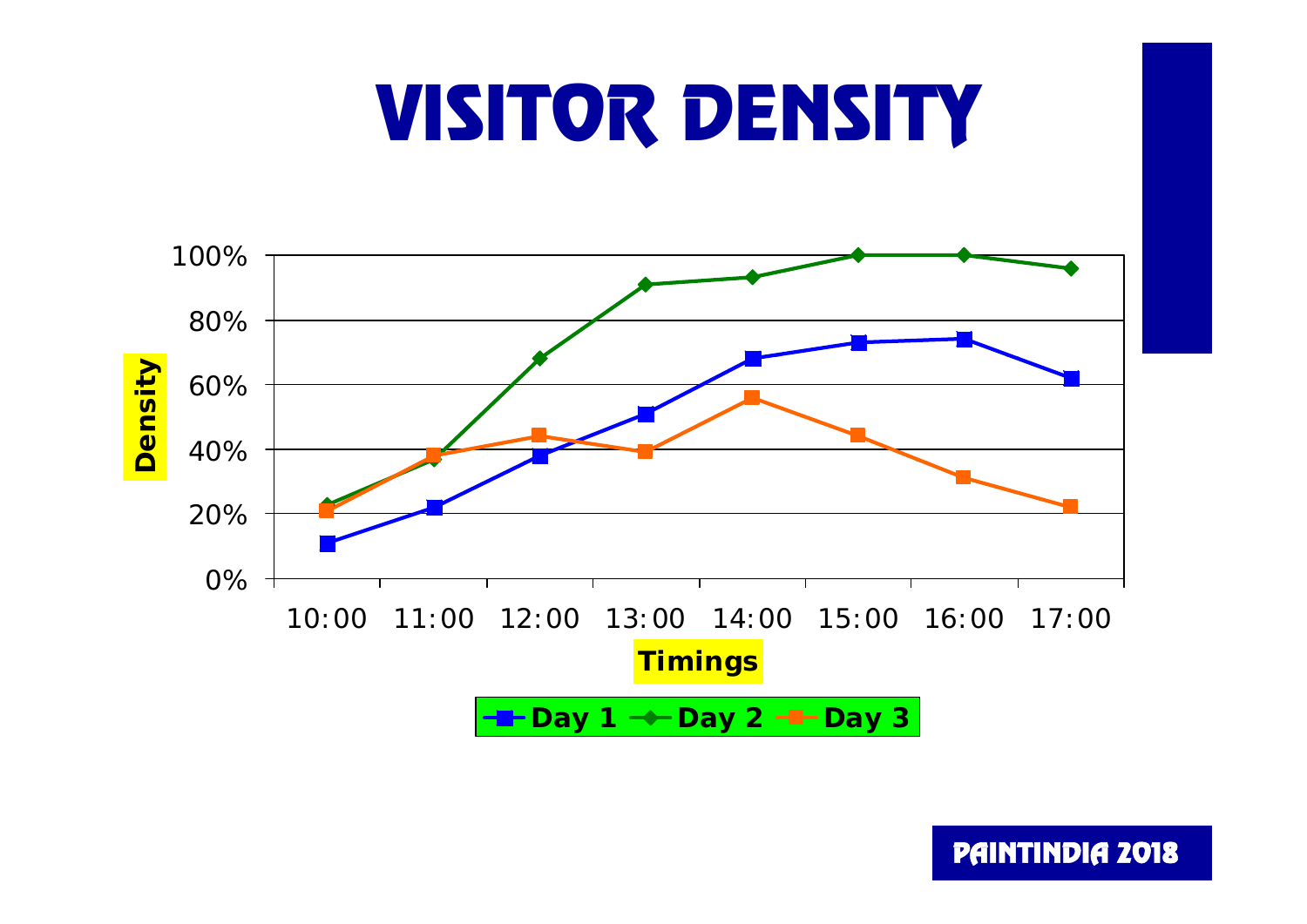# VISITOR DENSITY

Density

100%
80%
60%
40%
20%
0%

10:00 11:00 12:00 13:00 14:00 15:00 16:00 17:00

Timings

Day 1 Day 2 Day 3

PAINTINDIA 2018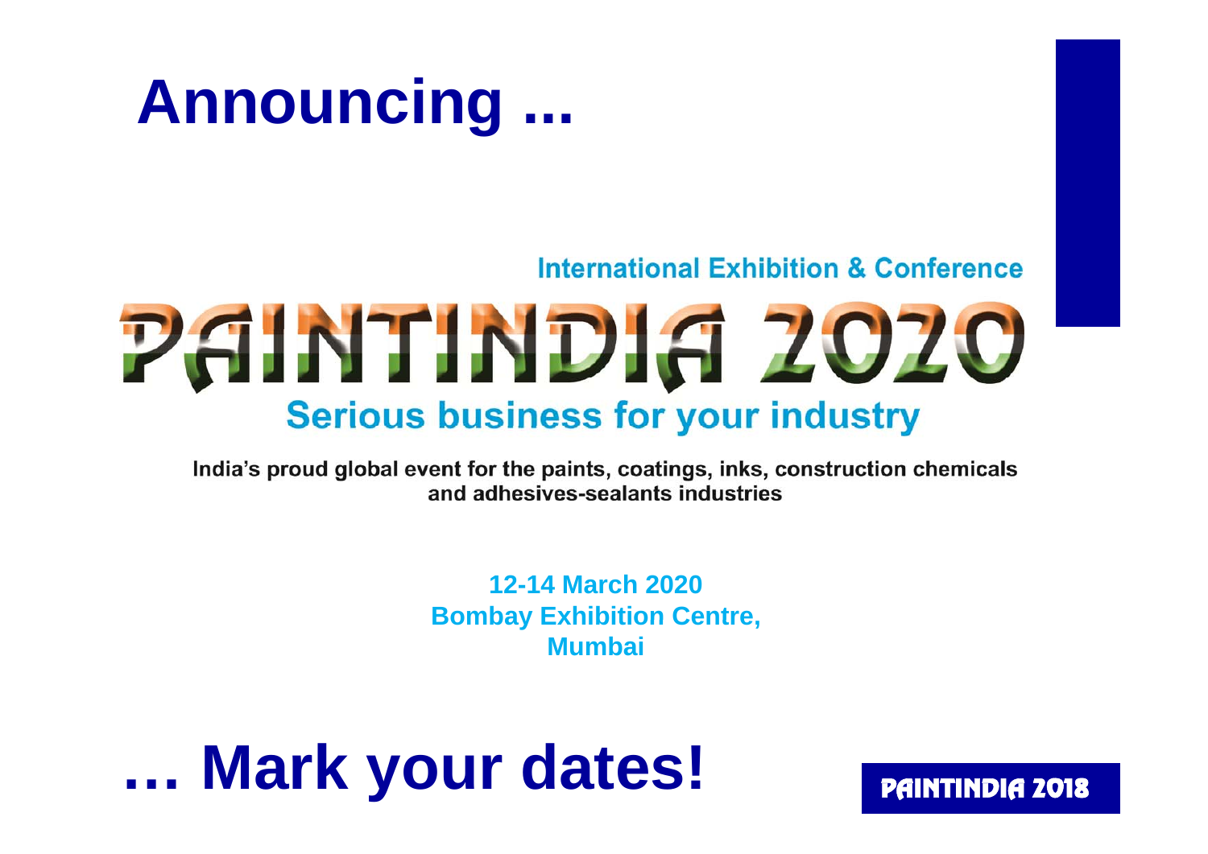# Announcing ...

International Exhibition & Conference

## PAINTINDIA 2020

**Serious business for your industry**

India's proud global event for the paints, coatings, inks, construction chemicals and adhesives-sealants industries

**12-14 March 2020**
**Bombay Exhibition Centre,**
**Mumbai**

# … Mark your dates!